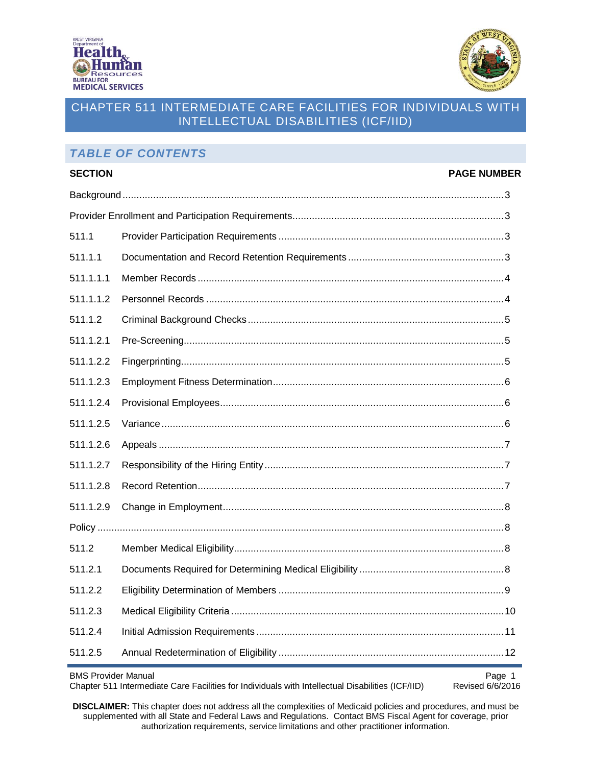# CHAPTER 511 INTERMEDIATE CARE FACILITIES FOR INDIVIDUALS WITH INTELLECTUAL DISABILITIES (ICF/IID)

## TABLE OF CONTENTS

| SECTION | | PAGE NUMBER |
|---|---|---|
| Background | | 3 |
| Provider Enrollment and Participation Requirements | | 3 |
| 511.1 | Provider Participation Requirements | 3 |
| 511.1.1 | Documentation and Record Retention Requirements | 3 |
| 511.1.1.1 | Member Records | 4 |
| 511.1.1.2 | Personnel Records | 4 |
| 511.1.2 | Criminal Background Checks | 5 |
| 511.1.2.1 | Pre-Screening | 5 |
| 511.1.2.2 | Fingerprinting | 5 |
| 511.1.2.3 | Employment Fitness Determination | 6 |
| 511.1.2.4 | Provisional Employees | 6 |
| 511.1.2.5 | Variance | 6 |
| 511.1.2.6 | Appeals | 7 |
| 511.1.2.7 | Responsibility of the Hiring Entity | 7 |
| 511.1.2.8 | Record Retention | 7 |
| 511.1.2.9 | Change in Employment | 8 |
| Policy | | 8 |
| 511.2 | Member Medical Eligibility | 8 |
| 511.2.1 | Documents Required for Determining Medical Eligibility | 8 |
| 511.2.2 | Eligibility Determination of Members | 9 |
| 511.2.3 | Medical Eligibility Criteria | 10 |
| 511.2.4 | Initial Admission Requirements | 11 |
| 511.2.5 | Annual Redetermination of Eligibility | 12 |

**DISCLAIMER:** This chapter does not address all the complexities of Medicaid policies and procedures, and must be supplemented with all State and Federal Laws and Regulations. Contact BMS Fiscal Agent for coverage, prior authorization requirements, service limitations and other practitioner information.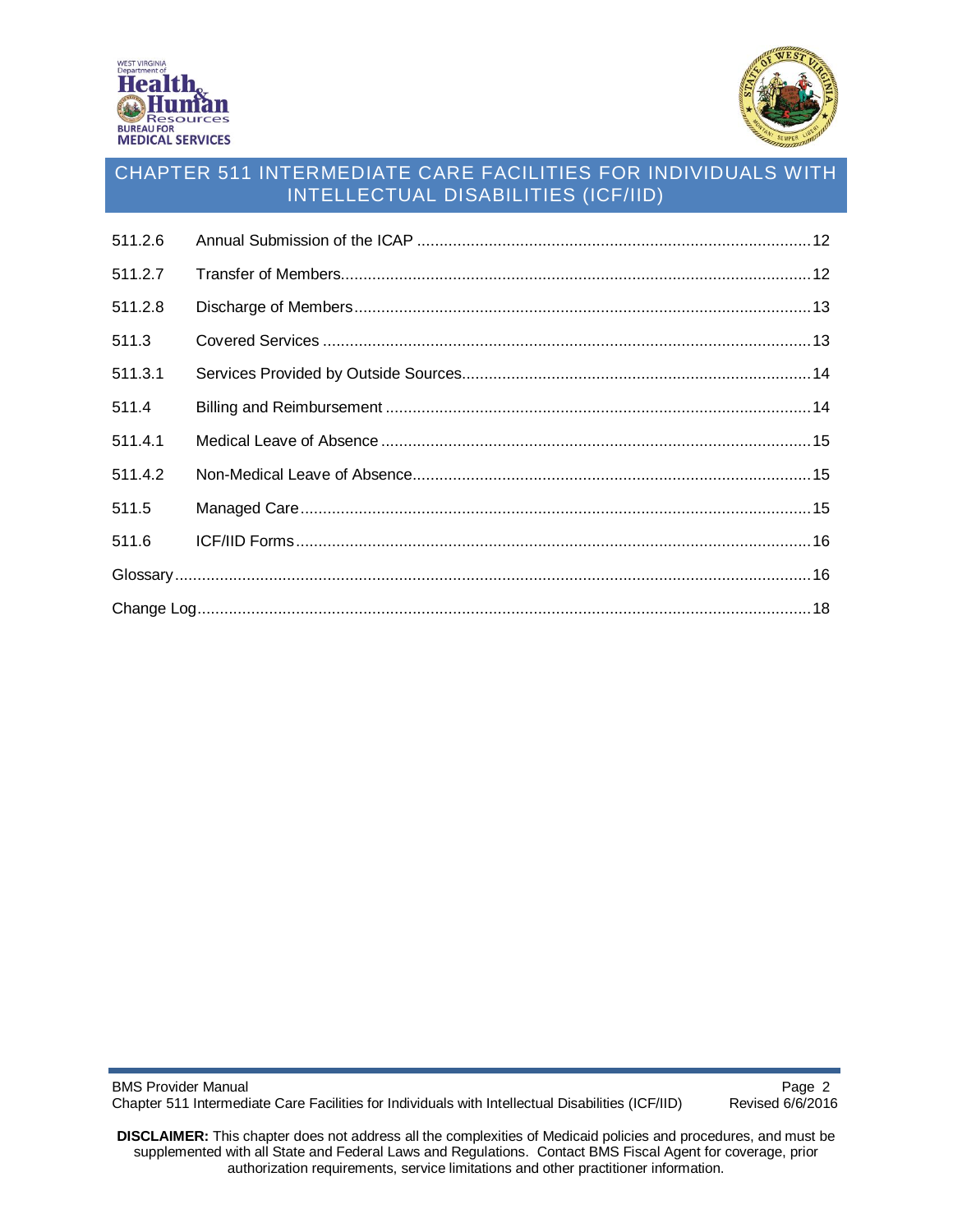| | | |
|---|---|---|
| 511.2.6 | Annual Submission of the ICAP | 12 |
| 511.2.7 | Transfer of Members | 12 |
| 511.2.8 | Discharge of Members | 13 |
| 511.3 | Covered Services | 13 |
| 511.3.1 | Services Provided by Outside Sources | 14 |
| 511.4 | Billing and Reimbursement | 14 |
| 511.4.1 | Medical Leave of Absence | 15 |
| 511.4.2 | Non-Medical Leave of Absence | 15 |
| 511.5 | Managed Care | 15 |
| 511.6 | ICF/IID Forms | 16 |
| Glossary | | 16 |
| Change Log | | 18 |

**DISCLAIMER:** This chapter does not address all the complexities of Medicaid policies and procedures, and must be supplemented with all State and Federal Laws and Regulations. Contact BMS Fiscal Agent for coverage, prior authorization requirements, service limitations and other practitioner information.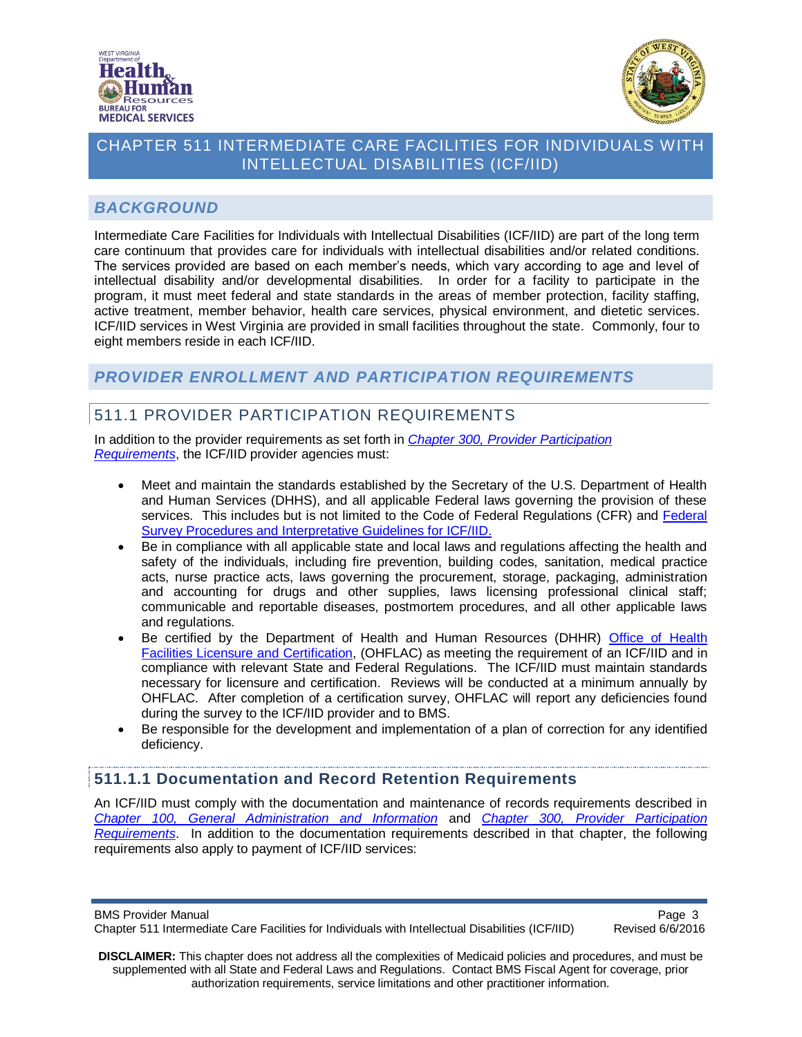# CHAPTER 511 INTERMEDIATE CARE FACILITIES FOR INDIVIDUALS WITH INTELLECTUAL DISABILITIES (ICF/IID)

## *BACKGROUND*

Intermediate Care Facilities for Individuals with Intellectual Disabilities (ICF/IID) are part of the long term care continuum that provides care for individuals with intellectual disabilities and/or related conditions. The services provided are based on each member's needs, which vary according to age and level of intellectual disability and/or developmental disabilities. In order for a facility to participate in the program, it must meet federal and state standards in the areas of member protection, facility staffing, active treatment, member behavior, health care services, physical environment, and dietetic services. ICF/IID services in West Virginia are provided in small facilities throughout the state. Commonly, four to eight members reside in each ICF/IID.

## *PROVIDER ENROLLMENT AND PARTICIPATION REQUIREMENTS*

## 511.1 PROVIDER PARTICIPATION REQUIREMENTS

In addition to the provider requirements as set forth in *Chapter 300, Provider Participation Requirements*, the ICF/IID provider agencies must:

- Meet and maintain the standards established by the Secretary of the U.S. Department of Health and Human Services (DHHS), and all applicable Federal laws governing the provision of these services. This includes but is not limited to the Code of Federal Regulations (CFR) and Federal Survey Procedures and Interpretative Guidelines for ICF/IID.
- Be in compliance with all applicable state and local laws and regulations affecting the health and safety of the individuals, including fire prevention, building codes, sanitation, medical practice acts, nurse practice acts, laws governing the procurement, storage, packaging, administration and accounting for drugs and other supplies, laws licensing professional clinical staff; communicable and reportable diseases, postmortem procedures, and all other applicable laws and regulations.
- Be certified by the Department of Health and Human Resources (DHHR) Office of Health Facilities Licensure and Certification, (OHFLAC) as meeting the requirement of an ICF/IID and in compliance with relevant State and Federal Regulations. The ICF/IID must maintain standards necessary for licensure and certification. Reviews will be conducted at a minimum annually by OHFLAC. After completion of a certification survey, OHFLAC will report any deficiencies found during the survey to the ICF/IID provider and to BMS.
- Be responsible for the development and implementation of a plan of correction for any identified deficiency.

### 511.1.1 Documentation and Record Retention Requirements

An ICF/IID must comply with the documentation and maintenance of records requirements described in *Chapter 100, General Administration and Information* and *Chapter 300, Provider Participation Requirements*. In addition to the documentation requirements described in that chapter, the following requirements also apply to payment of ICF/IID services:

**DISCLAIMER:** This chapter does not address all the complexities of Medicaid policies and procedures, and must be supplemented with all State and Federal Laws and Regulations. Contact BMS Fiscal Agent for coverage, prior authorization requirements, service limitations and other practitioner information.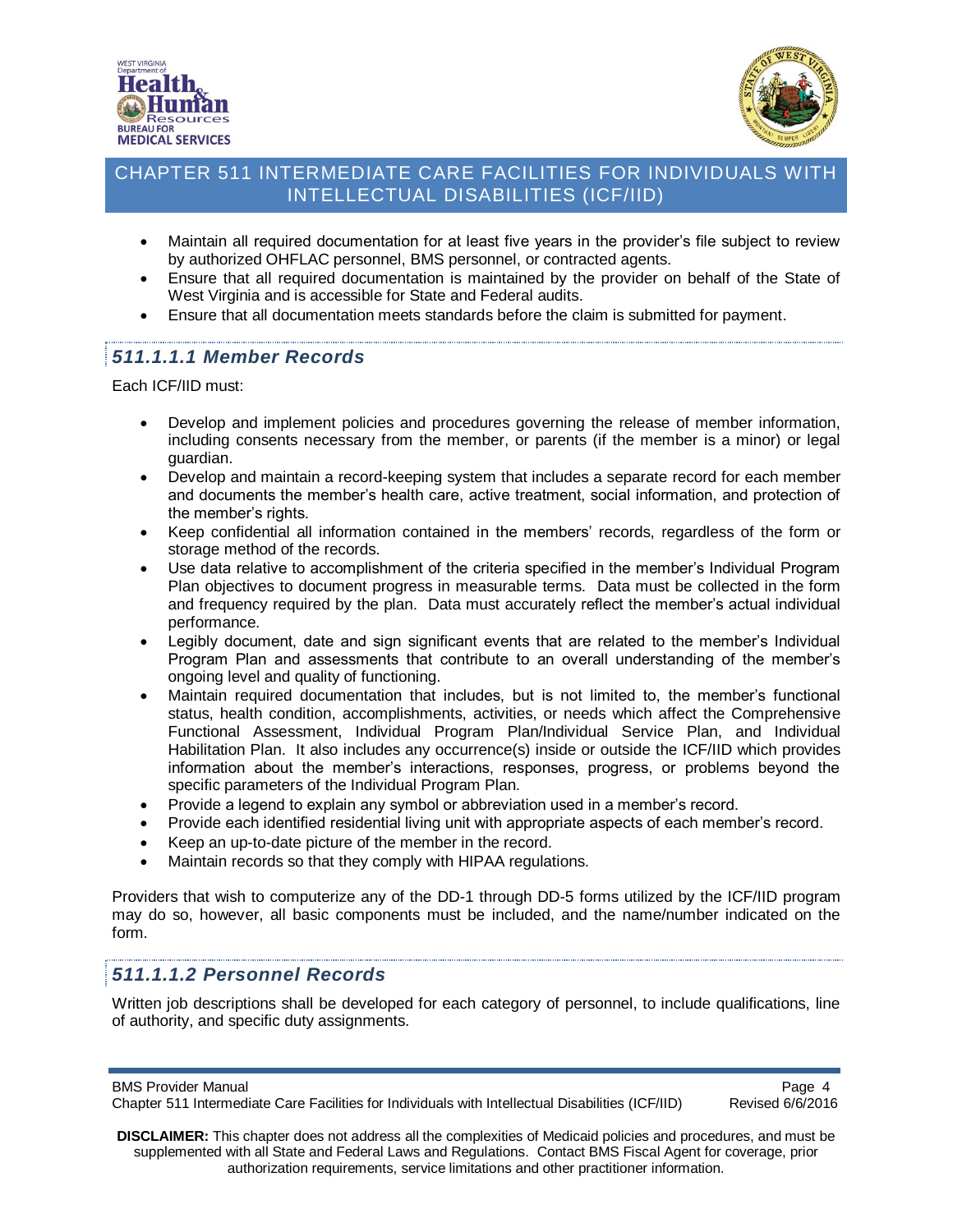- Maintain all required documentation for at least five years in the provider's file subject to review by authorized OHFLAC personnel, BMS personnel, or contracted agents.
- Ensure that all required documentation is maintained by the provider on behalf of the State of West Virginia and is accessible for State and Federal audits.
- Ensure that all documentation meets standards before the claim is submitted for payment.

### *511.1.1.1 Member Records*

Each ICF/IID must:

- Develop and implement policies and procedures governing the release of member information, including consents necessary from the member, or parents (if the member is a minor) or legal guardian.
- Develop and maintain a record-keeping system that includes a separate record for each member and documents the member's health care, active treatment, social information, and protection of the member's rights.
- Keep confidential all information contained in the members' records, regardless of the form or storage method of the records.
- Use data relative to accomplishment of the criteria specified in the member's Individual Program Plan objectives to document progress in measurable terms. Data must be collected in the form and frequency required by the plan. Data must accurately reflect the member's actual individual performance.
- Legibly document, date and sign significant events that are related to the member's Individual Program Plan and assessments that contribute to an overall understanding of the member's ongoing level and quality of functioning.
- Maintain required documentation that includes, but is not limited to, the member's functional status, health condition, accomplishments, activities, or needs which affect the Comprehensive Functional Assessment, Individual Program Plan/Individual Service Plan, and Individual Habilitation Plan. It also includes any occurrence(s) inside or outside the ICF/IID which provides information about the member's interactions, responses, progress, or problems beyond the specific parameters of the Individual Program Plan.
- Provide a legend to explain any symbol or abbreviation used in a member's record.
- Provide each identified residential living unit with appropriate aspects of each member's record.
- Keep an up-to-date picture of the member in the record.
- Maintain records so that they comply with HIPAA regulations.

Providers that wish to computerize any of the DD-1 through DD-5 forms utilized by the ICF/IID program may do so, however, all basic components must be included, and the name/number indicated on the form.

### *511.1.1.2 Personnel Records*

Written job descriptions shall be developed for each category of personnel, to include qualifications, line of authority, and specific duty assignments.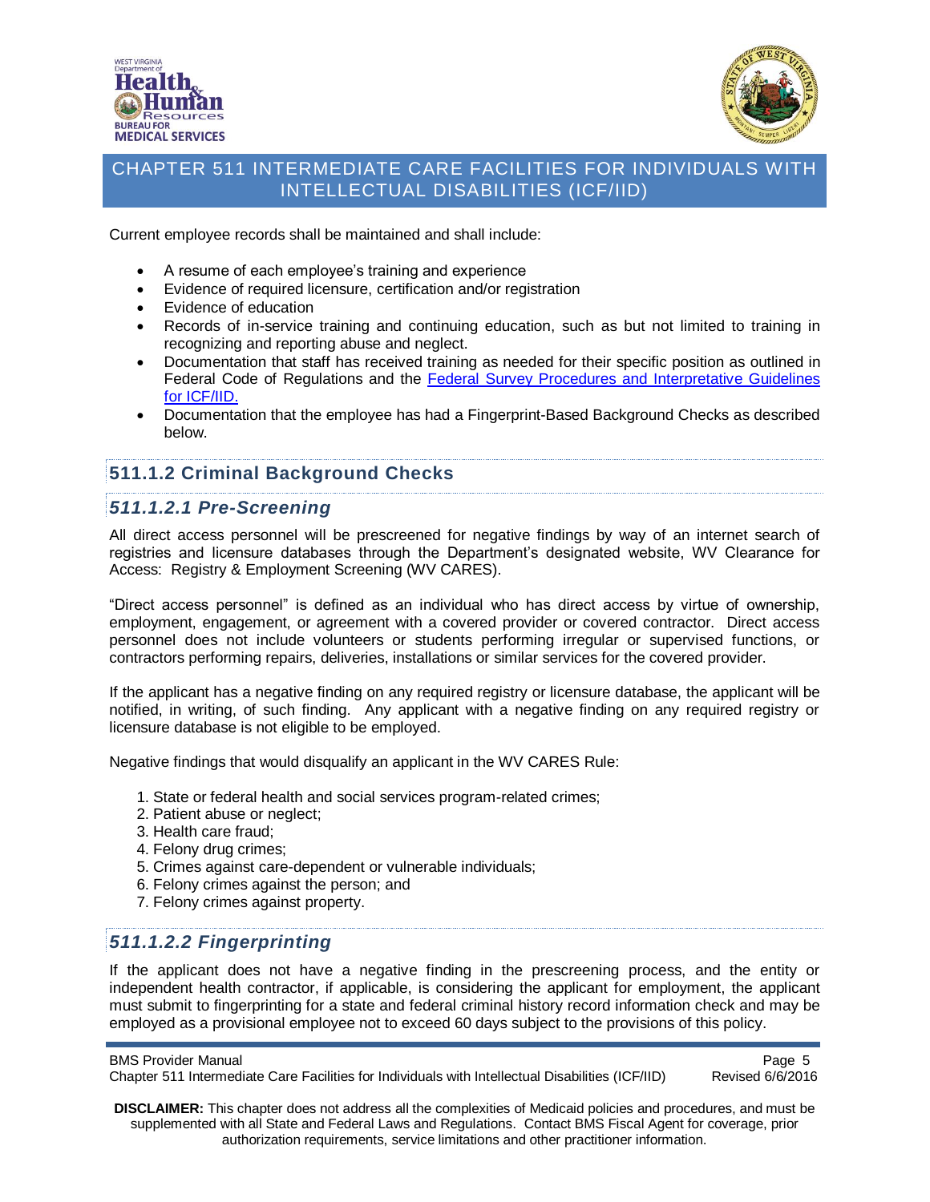Current employee records shall be maintained and shall include:

- A resume of each employee's training and experience
- Evidence of required licensure, certification and/or registration
- Evidence of education
- Records of in-service training and continuing education, such as but not limited to training in recognizing and reporting abuse and neglect.
- Documentation that staff has received training as needed for their specific position as outlined in Federal Code of Regulations and the [Federal Survey Procedures and Interpretative Guidelines for ICF/IID.]()
- Documentation that the employee has had a Fingerprint-Based Background Checks as described below.

## 511.1.2 Criminal Background Checks

### *511.1.2.1 Pre-Screening*

All direct access personnel will be prescreened for negative findings by way of an internet search of registries and licensure databases through the Department's designated website, WV Clearance for Access: Registry & Employment Screening (WV CARES).

"Direct access personnel" is defined as an individual who has direct access by virtue of ownership, employment, engagement, or agreement with a covered provider or covered contractor. Direct access personnel does not include volunteers or students performing irregular or supervised functions, or contractors performing repairs, deliveries, installations or similar services for the covered provider.

If the applicant has a negative finding on any required registry or licensure database, the applicant will be notified, in writing, of such finding. Any applicant with a negative finding on any required registry or licensure database is not eligible to be employed.

Negative findings that would disqualify an applicant in the WV CARES Rule:

1. State or federal health and social services program-related crimes;
2. Patient abuse or neglect;
3. Health care fraud;
4. Felony drug crimes;
5. Crimes against care-dependent or vulnerable individuals;
6. Felony crimes against the person; and
7. Felony crimes against property.

### *511.1.2.2 Fingerprinting*

If the applicant does not have a negative finding in the prescreening process, and the entity or independent health contractor, if applicable, is considering the applicant for employment, the applicant must submit to fingerprinting for a state and federal criminal history record information check and may be employed as a provisional employee not to exceed 60 days subject to the provisions of this policy.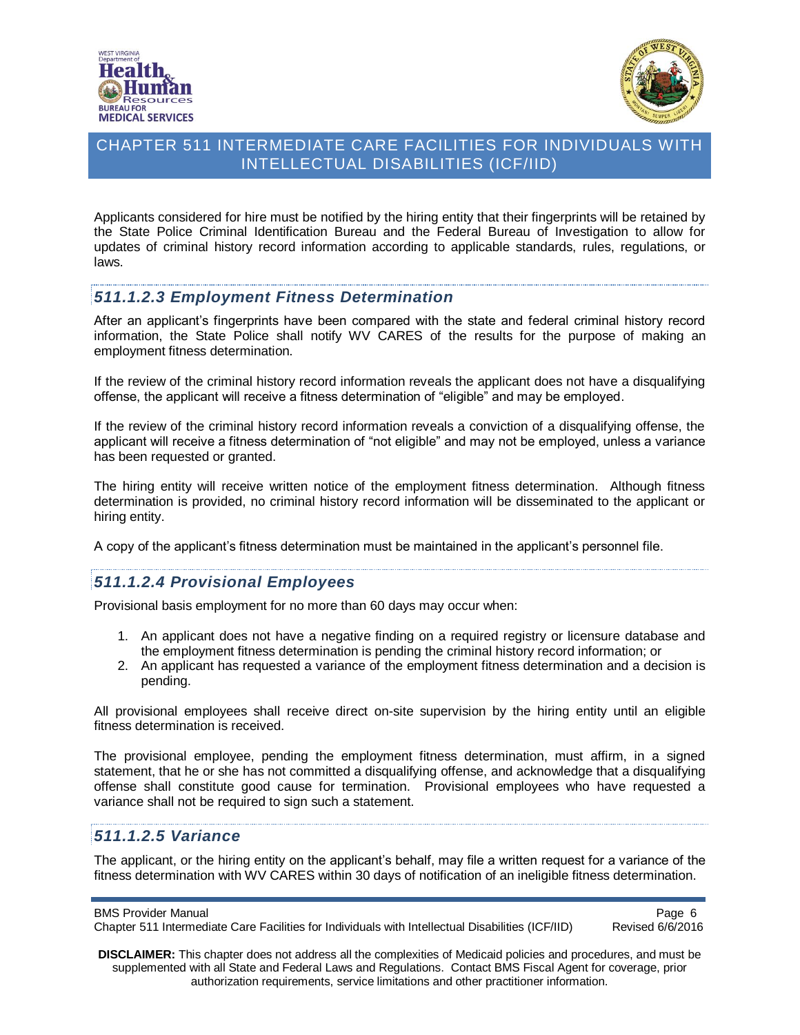Applicants considered for hire must be notified by the hiring entity that their fingerprints will be retained by the State Police Criminal Identification Bureau and the Federal Bureau of Investigation to allow for updates of criminal history record information according to applicable standards, rules, regulations, or laws.

### *511.1.2.3 Employment Fitness Determination*

After an applicant's fingerprints have been compared with the state and federal criminal history record information, the State Police shall notify WV CARES of the results for the purpose of making an employment fitness determination.

If the review of the criminal history record information reveals the applicant does not have a disqualifying offense, the applicant will receive a fitness determination of "eligible" and may be employed.

If the review of the criminal history record information reveals a conviction of a disqualifying offense, the applicant will receive a fitness determination of "not eligible" and may not be employed, unless a variance has been requested or granted.

The hiring entity will receive written notice of the employment fitness determination. Although fitness determination is provided, no criminal history record information will be disseminated to the applicant or hiring entity.

A copy of the applicant's fitness determination must be maintained in the applicant's personnel file.

### *511.1.2.4 Provisional Employees*

Provisional basis employment for no more than 60 days may occur when:

1. An applicant does not have a negative finding on a required registry or licensure database and the employment fitness determination is pending the criminal history record information; or
2. An applicant has requested a variance of the employment fitness determination and a decision is pending.

All provisional employees shall receive direct on-site supervision by the hiring entity until an eligible fitness determination is received.

The provisional employee, pending the employment fitness determination, must affirm, in a signed statement, that he or she has not committed a disqualifying offense, and acknowledge that a disqualifying offense shall constitute good cause for termination. Provisional employees who have requested a variance shall not be required to sign such a statement.

### *511.1.2.5 Variance*

The applicant, or the hiring entity on the applicant's behalf, may file a written request for a variance of the fitness determination with WV CARES within 30 days of notification of an ineligible fitness determination.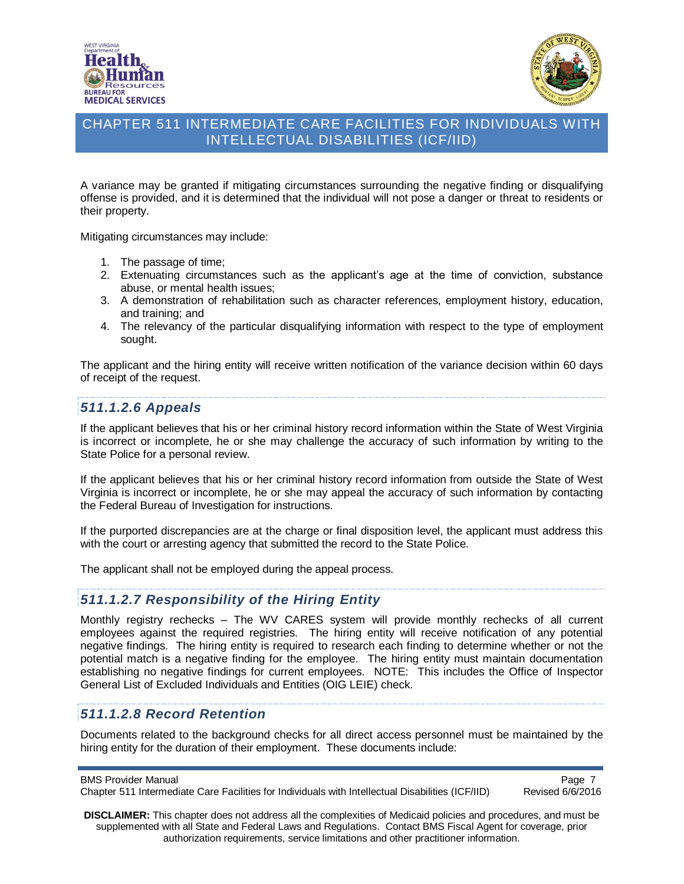A variance may be granted if mitigating circumstances surrounding the negative finding or disqualifying offense is provided, and it is determined that the individual will not pose a danger or threat to residents or their property.

Mitigating circumstances may include:

1. The passage of time;
2. Extenuating circumstances such as the applicant's age at the time of conviction, substance abuse, or mental health issues;
3. A demonstration of rehabilitation such as character references, employment history, education, and training; and
4. The relevancy of the particular disqualifying information with respect to the type of employment sought.

The applicant and the hiring entity will receive written notification of the variance decision within 60 days of receipt of the request.

### *511.1.2.6 Appeals*

If the applicant believes that his or her criminal history record information within the State of West Virginia is incorrect or incomplete, he or she may challenge the accuracy of such information by writing to the State Police for a personal review.

If the applicant believes that his or her criminal history record information from outside the State of West Virginia is incorrect or incomplete, he or she may appeal the accuracy of such information by contacting the Federal Bureau of Investigation for instructions.

If the purported discrepancies are at the charge or final disposition level, the applicant must address this with the court or arresting agency that submitted the record to the State Police.

The applicant shall not be employed during the appeal process.

### *511.1.2.7 Responsibility of the Hiring Entity*

Monthly registry rechecks – The WV CARES system will provide monthly rechecks of all current employees against the required registries. The hiring entity will receive notification of any potential negative findings. The hiring entity is required to research each finding to determine whether or not the potential match is a negative finding for the employee. The hiring entity must maintain documentation establishing no negative findings for current employees. NOTE: This includes the Office of Inspector General List of Excluded Individuals and Entities (OIG LEIE) check.

### *511.1.2.8 Record Retention*

Documents related to the background checks for all direct access personnel must be maintained by the hiring entity for the duration of their employment. These documents include: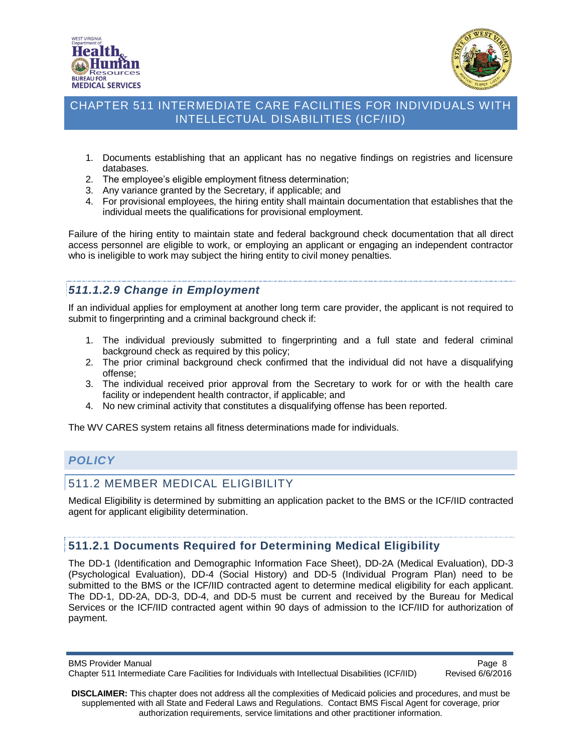1. Documents establishing that an applicant has no negative findings on registries and licensure databases.
2. The employee's eligible employment fitness determination;
3. Any variance granted by the Secretary, if applicable; and
4. For provisional employees, the hiring entity shall maintain documentation that establishes that the individual meets the qualifications for provisional employment.

Failure of the hiring entity to maintain state and federal background check documentation that all direct access personnel are eligible to work, or employing an applicant or engaging an independent contractor who is ineligible to work may subject the hiring entity to civil money penalties.

#### *511.1.2.9 Change in Employment*

If an individual applies for employment at another long term care provider, the applicant is not required to submit to fingerprinting and a criminal background check if:

1. The individual previously submitted to fingerprinting and a full state and federal criminal background check as required by this policy;
2. The prior criminal background check confirmed that the individual did not have a disqualifying offense;
3. The individual received prior approval from the Secretary to work for or with the health care facility or independent health contractor, if applicable; and
4. No new criminal activity that constitutes a disqualifying offense has been reported.

The WV CARES system retains all fitness determinations made for individuals.

## *POLICY*

## 511.2 MEMBER MEDICAL ELIGIBILITY

Medical Eligibility is determined by submitting an application packet to the BMS or the ICF/IID contracted agent for applicant eligibility determination.

### 511.2.1 Documents Required for Determining Medical Eligibility

The DD-1 (Identification and Demographic Information Face Sheet), DD-2A (Medical Evaluation), DD-3 (Psychological Evaluation), DD-4 (Social History) and DD-5 (Individual Program Plan) need to be submitted to the BMS or the ICF/IID contracted agent to determine medical eligibility for each applicant. The DD-1, DD-2A, DD-3, DD-4, and DD-5 must be current and received by the Bureau for Medical Services or the ICF/IID contracted agent within 90 days of admission to the ICF/IID for authorization of payment.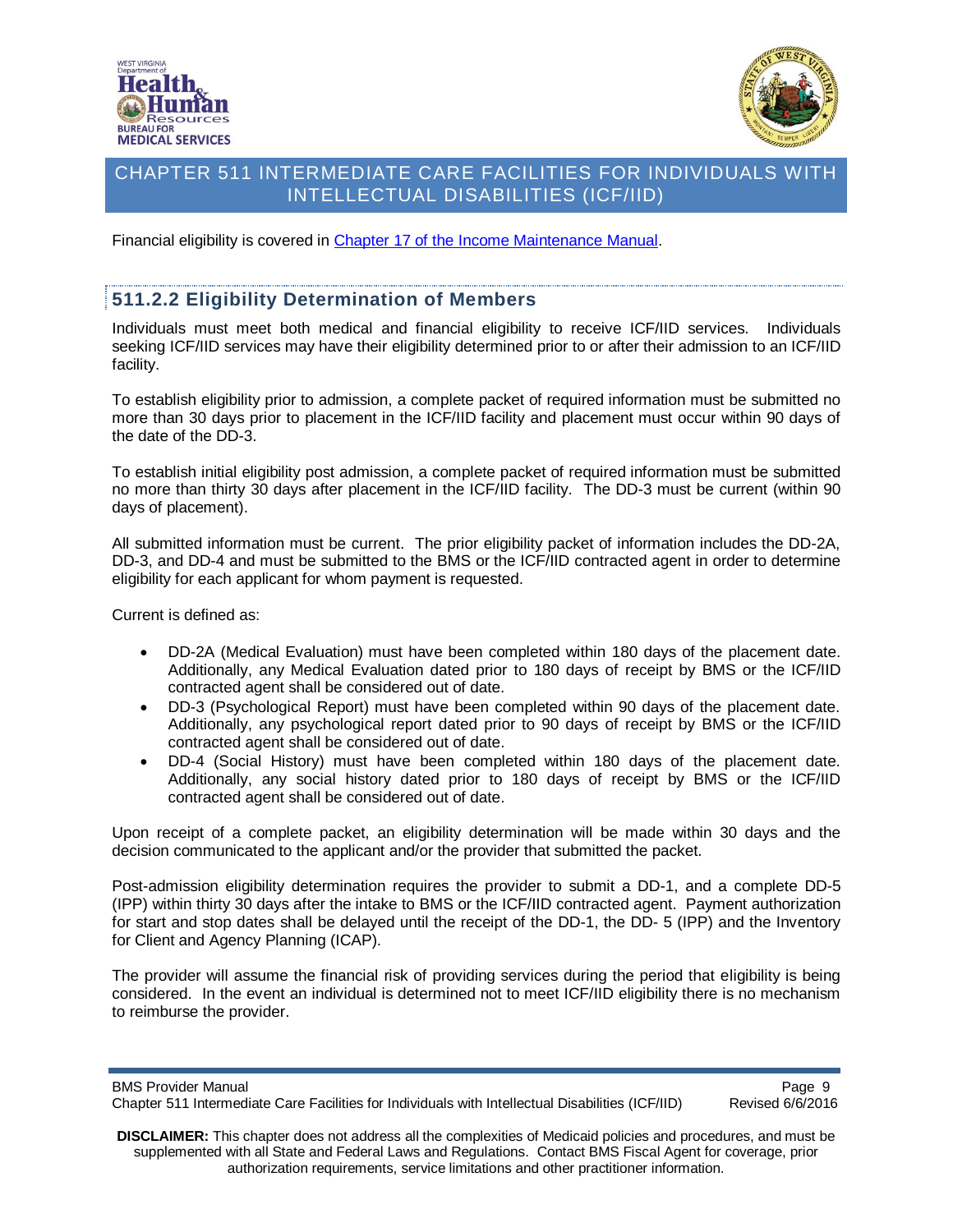Financial eligibility is covered in [Chapter 17 of the Income Maintenance Manual](#).

## 511.2.2 Eligibility Determination of Members

Individuals must meet both medical and financial eligibility to receive ICF/IID services. Individuals seeking ICF/IID services may have their eligibility determined prior to or after their admission to an ICF/IID facility.

To establish eligibility prior to admission, a complete packet of required information must be submitted no more than 30 days prior to placement in the ICF/IID facility and placement must occur within 90 days of the date of the DD-3.

To establish initial eligibility post admission, a complete packet of required information must be submitted no more than thirty 30 days after placement in the ICF/IID facility. The DD-3 must be current (within 90 days of placement).

All submitted information must be current. The prior eligibility packet of information includes the DD-2A, DD-3, and DD-4 and must be submitted to the BMS or the ICF/IID contracted agent in order to determine eligibility for each applicant for whom payment is requested.

Current is defined as:

- DD-2A (Medical Evaluation) must have been completed within 180 days of the placement date. Additionally, any Medical Evaluation dated prior to 180 days of receipt by BMS or the ICF/IID contracted agent shall be considered out of date.
- DD-3 (Psychological Report) must have been completed within 90 days of the placement date. Additionally, any psychological report dated prior to 90 days of receipt by BMS or the ICF/IID contracted agent shall be considered out of date.
- DD-4 (Social History) must have been completed within 180 days of the placement date. Additionally, any social history dated prior to 180 days of receipt by BMS or the ICF/IID contracted agent shall be considered out of date.

Upon receipt of a complete packet, an eligibility determination will be made within 30 days and the decision communicated to the applicant and/or the provider that submitted the packet.

Post-admission eligibility determination requires the provider to submit a DD-1, and a complete DD-5 (IPP) within thirty 30 days after the intake to BMS or the ICF/IID contracted agent. Payment authorization for start and stop dates shall be delayed until the receipt of the DD-1, the DD- 5 (IPP) and the Inventory for Client and Agency Planning (ICAP).

The provider will assume the financial risk of providing services during the period that eligibility is being considered. In the event an individual is determined not to meet ICF/IID eligibility there is no mechanism to reimburse the provider.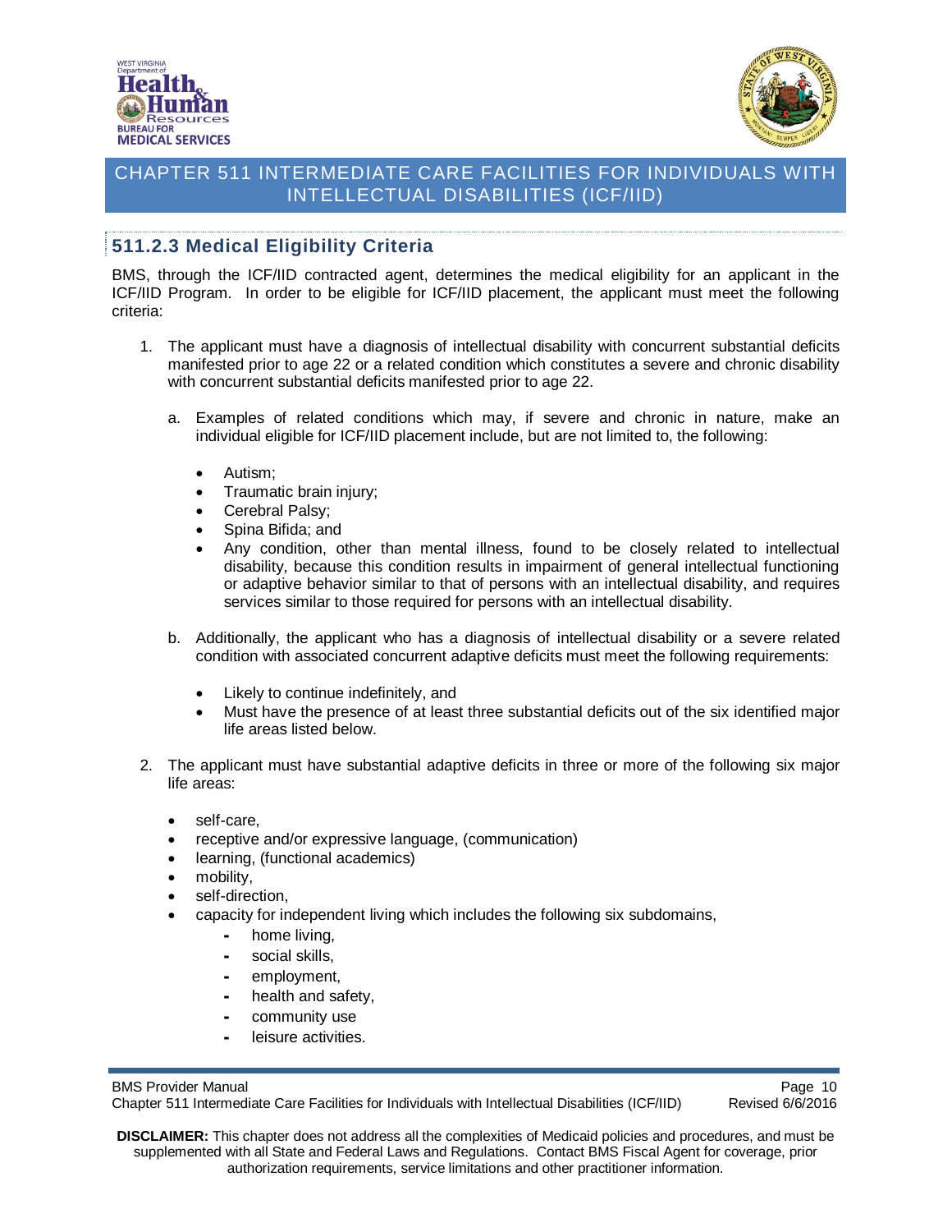### 511.2.3 Medical Eligibility Criteria

BMS, through the ICF/IID contracted agent, determines the medical eligibility for an applicant in the ICF/IID Program. In order to be eligible for ICF/IID placement, the applicant must meet the following criteria:

1. The applicant must have a diagnosis of intellectual disability with concurrent substantial deficits manifested prior to age 22 or a related condition which constitutes a severe and chronic disability with concurrent substantial deficits manifested prior to age 22.

   a. Examples of related conditions which may, if severe and chronic in nature, make an individual eligible for ICF/IID placement include, but are not limited to, the following:

      - Autism;
      - Traumatic brain injury;
      - Cerebral Palsy;
      - Spina Bifida; and
      - Any condition, other than mental illness, found to be closely related to intellectual disability, because this condition results in impairment of general intellectual functioning or adaptive behavior similar to that of persons with an intellectual disability, and requires services similar to those required for persons with an intellectual disability.

   b. Additionally, the applicant who has a diagnosis of intellectual disability or a severe related condition with associated concurrent adaptive deficits must meet the following requirements:

      - Likely to continue indefinitely, and
      - Must have the presence of at least three substantial deficits out of the six identified major life areas listed below.

2. The applicant must have substantial adaptive deficits in three or more of the following six major life areas:

   - self-care,
   - receptive and/or expressive language, (communication)
   - learning, (functional academics)
   - mobility,
   - self-direction,
   - capacity for independent living which includes the following six subdomains,
     - home living,
     - social skills,
     - employment,
     - health and safety,
     - community use
     - leisure activities.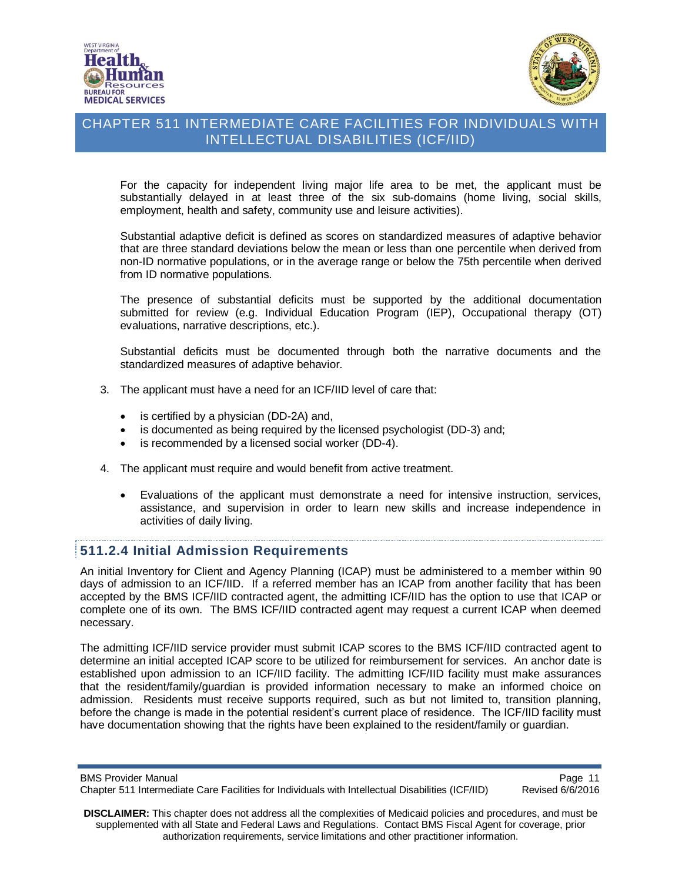For the capacity for independent living major life area to be met, the applicant must be substantially delayed in at least three of the six sub-domains (home living, social skills, employment, health and safety, community use and leisure activities).

Substantial adaptive deficit is defined as scores on standardized measures of adaptive behavior that are three standard deviations below the mean or less than one percentile when derived from non-ID normative populations, or in the average range or below the 75th percentile when derived from ID normative populations.

The presence of substantial deficits must be supported by the additional documentation submitted for review (e.g. Individual Education Program (IEP), Occupational therapy (OT) evaluations, narrative descriptions, etc.).

Substantial deficits must be documented through both the narrative documents and the standardized measures of adaptive behavior.

3. The applicant must have a need for an ICF/IID level of care that:
   - is certified by a physician (DD-2A) and,
   - is documented as being required by the licensed psychologist (DD-3) and;
   - is recommended by a licensed social worker (DD-4).
4. The applicant must require and would benefit from active treatment.
   - Evaluations of the applicant must demonstrate a need for intensive instruction, services, assistance, and supervision in order to learn new skills and increase independence in activities of daily living.

### 511.2.4 Initial Admission Requirements

An initial Inventory for Client and Agency Planning (ICAP) must be administered to a member within 90 days of admission to an ICF/IID. If a referred member has an ICAP from another facility that has been accepted by the BMS ICF/IID contracted agent, the admitting ICF/IID has the option to use that ICAP or complete one of its own. The BMS ICF/IID contracted agent may request a current ICAP when deemed necessary.

The admitting ICF/IID service provider must submit ICAP scores to the BMS ICF/IID contracted agent to determine an initial accepted ICAP score to be utilized for reimbursement for services. An anchor date is established upon admission to an ICF/IID facility. The admitting ICF/IID facility must make assurances that the resident/family/guardian is provided information necessary to make an informed choice on admission. Residents must receive supports required, such as but not limited to, transition planning, before the change is made in the potential resident's current place of residence. The ICF/IID facility must have documentation showing that the rights have been explained to the resident/family or guardian.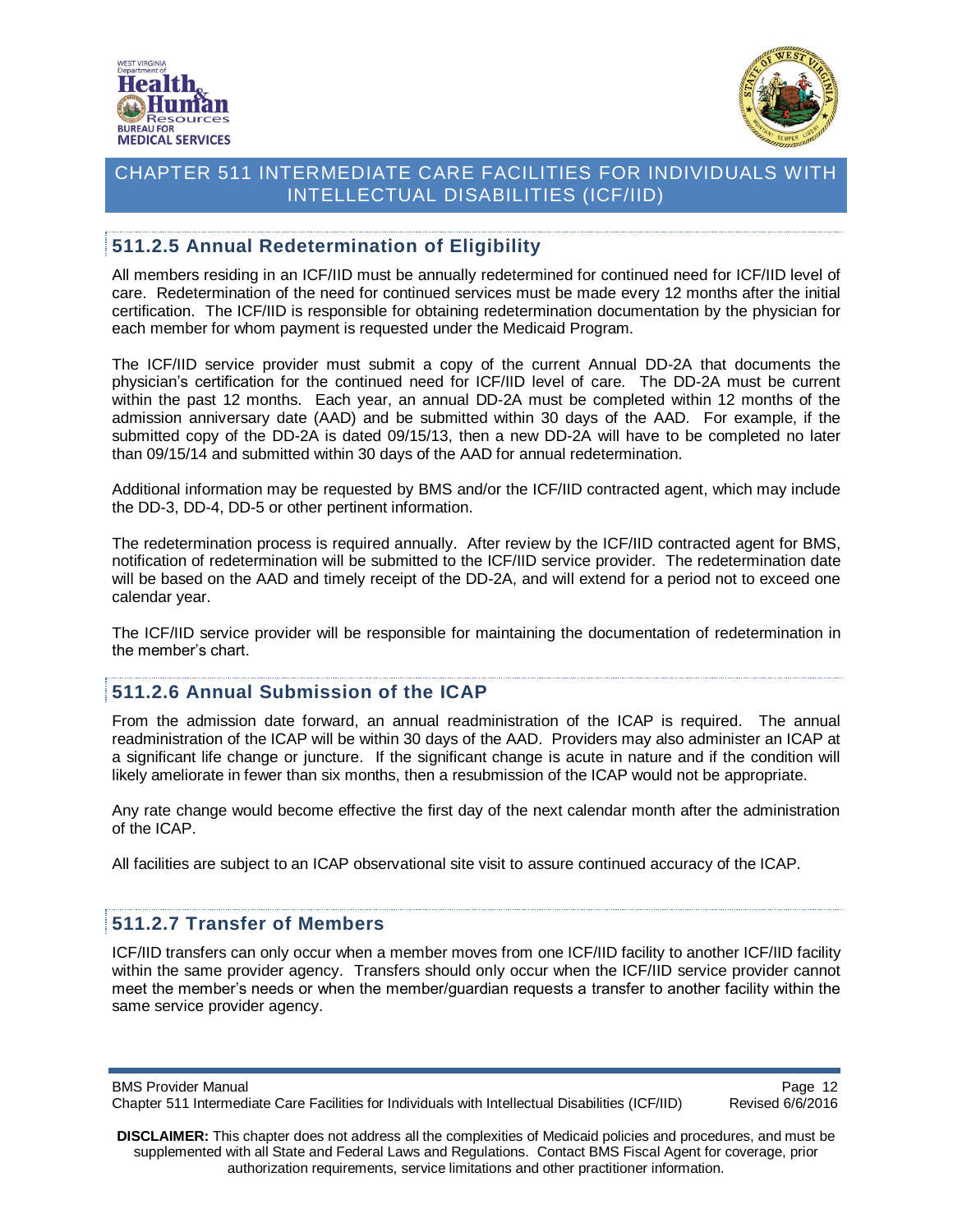## 511.2.5 Annual Redetermination of Eligibility

All members residing in an ICF/IID must be annually redetermined for continued need for ICF/IID level of care. Redetermination of the need for continued services must be made every 12 months after the initial certification. The ICF/IID is responsible for obtaining redetermination documentation by the physician for each member for whom payment is requested under the Medicaid Program.

The ICF/IID service provider must submit a copy of the current Annual DD-2A that documents the physician's certification for the continued need for ICF/IID level of care. The DD-2A must be current within the past 12 months. Each year, an annual DD-2A must be completed within 12 months of the admission anniversary date (AAD) and be submitted within 30 days of the AAD. For example, if the submitted copy of the DD-2A is dated 09/15/13, then a new DD-2A will have to be completed no later than 09/15/14 and submitted within 30 days of the AAD for annual redetermination.

Additional information may be requested by BMS and/or the ICF/IID contracted agent, which may include the DD-3, DD-4, DD-5 or other pertinent information.

The redetermination process is required annually. After review by the ICF/IID contracted agent for BMS, notification of redetermination will be submitted to the ICF/IID service provider. The redetermination date will be based on the AAD and timely receipt of the DD-2A, and will extend for a period not to exceed one calendar year.

The ICF/IID service provider will be responsible for maintaining the documentation of redetermination in the member's chart.

## 511.2.6 Annual Submission of the ICAP

From the admission date forward, an annual readministration of the ICAP is required. The annual readministration of the ICAP will be within 30 days of the AAD. Providers may also administer an ICAP at a significant life change or juncture. If the significant change is acute in nature and if the condition will likely ameliorate in fewer than six months, then a resubmission of the ICAP would not be appropriate.

Any rate change would become effective the first day of the next calendar month after the administration of the ICAP.

All facilities are subject to an ICAP observational site visit to assure continued accuracy of the ICAP.

## 511.2.7 Transfer of Members

ICF/IID transfers can only occur when a member moves from one ICF/IID facility to another ICF/IID facility within the same provider agency. Transfers should only occur when the ICF/IID service provider cannot meet the member's needs or when the member/guardian requests a transfer to another facility within the same service provider agency.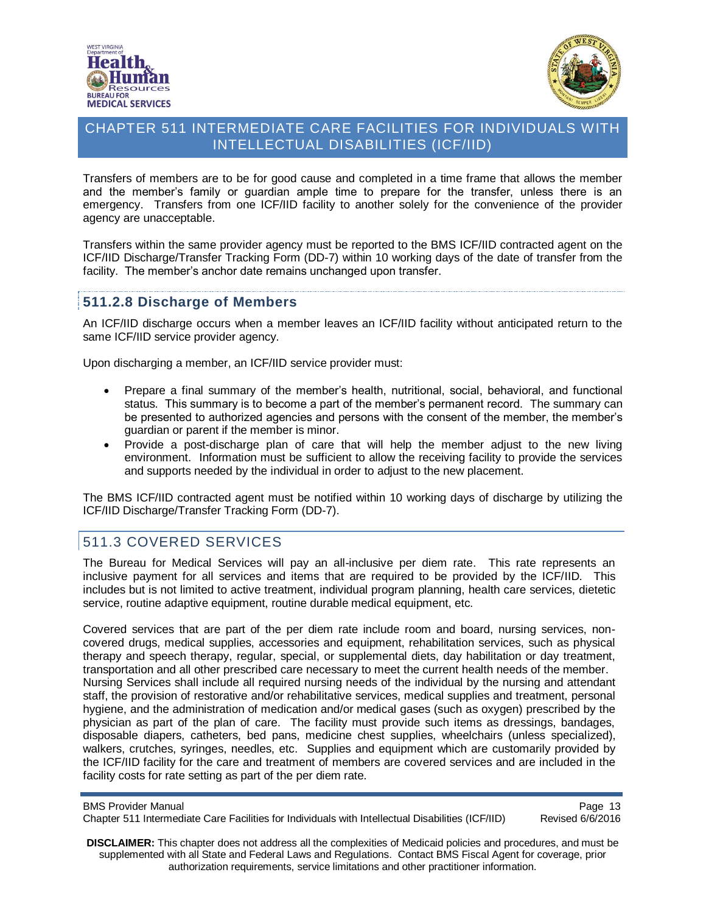Transfers of members are to be for good cause and completed in a time frame that allows the member and the member's family or guardian ample time to prepare for the transfer, unless there is an emergency. Transfers from one ICF/IID facility to another solely for the convenience of the provider agency are unacceptable.

Transfers within the same provider agency must be reported to the BMS ICF/IID contracted agent on the ICF/IID Discharge/Transfer Tracking Form (DD-7) within 10 working days of the date of transfer from the facility. The member's anchor date remains unchanged upon transfer.

### 511.2.8 Discharge of Members

An ICF/IID discharge occurs when a member leaves an ICF/IID facility without anticipated return to the same ICF/IID service provider agency.

Upon discharging a member, an ICF/IID service provider must:

- Prepare a final summary of the member's health, nutritional, social, behavioral, and functional status. This summary is to become a part of the member's permanent record. The summary can be presented to authorized agencies and persons with the consent of the member, the member's guardian or parent if the member is minor.
- Provide a post-discharge plan of care that will help the member adjust to the new living environment. Information must be sufficient to allow the receiving facility to provide the services and supports needed by the individual in order to adjust to the new placement.

The BMS ICF/IID contracted agent must be notified within 10 working days of discharge by utilizing the ICF/IID Discharge/Transfer Tracking Form (DD-7).

## 511.3 COVERED SERVICES

The Bureau for Medical Services will pay an all-inclusive per diem rate. This rate represents an inclusive payment for all services and items that are required to be provided by the ICF/IID. This includes but is not limited to active treatment, individual program planning, health care services, dietetic service, routine adaptive equipment, routine durable medical equipment, etc.

Covered services that are part of the per diem rate include room and board, nursing services, non-covered drugs, medical supplies, accessories and equipment, rehabilitation services, such as physical therapy and speech therapy, regular, special, or supplemental diets, day habilitation or day treatment, transportation and all other prescribed care necessary to meet the current health needs of the member. Nursing Services shall include all required nursing needs of the individual by the nursing and attendant staff, the provision of restorative and/or rehabilitative services, medical supplies and treatment, personal hygiene, and the administration of medication and/or medical gases (such as oxygen) prescribed by the physician as part of the plan of care. The facility must provide such items as dressings, bandages, disposable diapers, catheters, bed pans, medicine chest supplies, wheelchairs (unless specialized), walkers, crutches, syringes, needles, etc. Supplies and equipment which are customarily provided by the ICF/IID facility for the care and treatment of members are covered services and are included in the facility costs for rate setting as part of the per diem rate.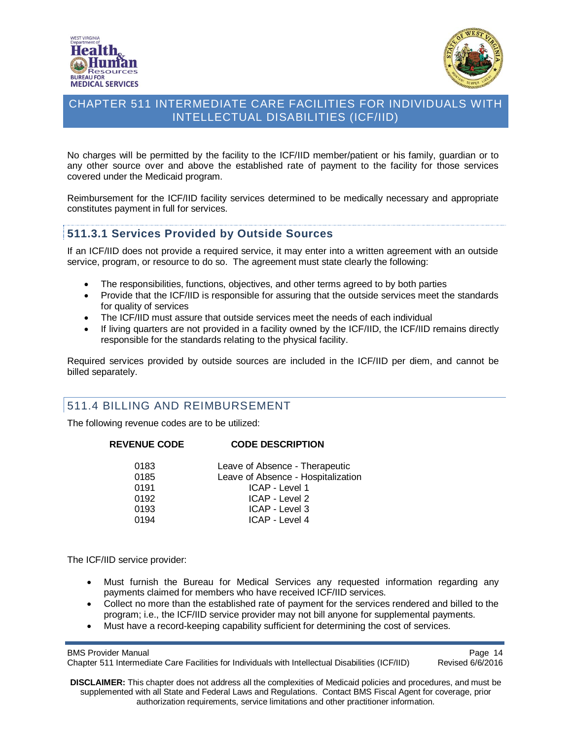No charges will be permitted by the facility to the ICF/IID member/patient or his family, guardian or to any other source over and above the established rate of payment to the facility for those services covered under the Medicaid program.

Reimbursement for the ICF/IID facility services determined to be medically necessary and appropriate constitutes payment in full for services.

### 511.3.1 Services Provided by Outside Sources

If an ICF/IID does not provide a required service, it may enter into a written agreement with an outside service, program, or resource to do so. The agreement must state clearly the following:

- The responsibilities, functions, objectives, and other terms agreed to by both parties
- Provide that the ICF/IID is responsible for assuring that the outside services meet the standards for quality of services
- The ICF/IID must assure that outside services meet the needs of each individual
- If living quarters are not provided in a facility owned by the ICF/IID, the ICF/IID remains directly responsible for the standards relating to the physical facility.

Required services provided by outside sources are included in the ICF/IID per diem, and cannot be billed separately.

## 511.4 BILLING AND REIMBURSEMENT

The following revenue codes are to be utilized:

| REVENUE CODE | CODE DESCRIPTION |
|---|---|
| 0183 | Leave of Absence - Therapeutic |
| 0185 | Leave of Absence - Hospitalization |
| 0191 | ICAP - Level 1 |
| 0192 | ICAP - Level 2 |
| 0193 | ICAP - Level 3 |
| 0194 | ICAP - Level 4 |

The ICF/IID service provider:

- Must furnish the Bureau for Medical Services any requested information regarding any payments claimed for members who have received ICF/IID services.
- Collect no more than the established rate of payment for the services rendered and billed to the program; i.e., the ICF/IID service provider may not bill anyone for supplemental payments.
- Must have a record-keeping capability sufficient for determining the cost of services.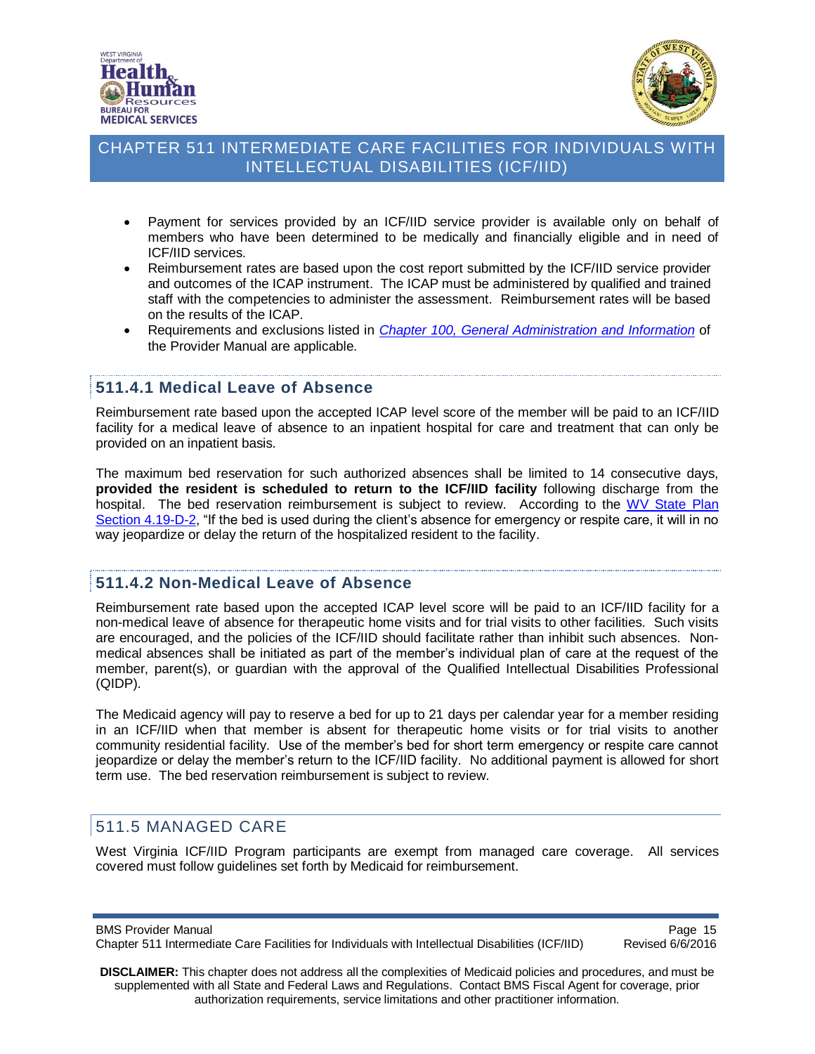- Payment for services provided by an ICF/IID service provider is available only on behalf of members who have been determined to be medically and financially eligible and in need of ICF/IID services.
- Reimbursement rates are based upon the cost report submitted by the ICF/IID service provider and outcomes of the ICAP instrument. The ICAP must be administered by qualified and trained staff with the competencies to administer the assessment. Reimbursement rates will be based on the results of the ICAP.
- Requirements and exclusions listed in *Chapter 100, General Administration and Information* of the Provider Manual are applicable.

### 511.4.1 Medical Leave of Absence

Reimbursement rate based upon the accepted ICAP level score of the member will be paid to an ICF/IID facility for a medical leave of absence to an inpatient hospital for care and treatment that can only be provided on an inpatient basis.

The maximum bed reservation for such authorized absences shall be limited to 14 consecutive days, **provided the resident is scheduled to return to the ICF/IID facility** following discharge from the hospital. The bed reservation reimbursement is subject to review. According to the WV State Plan Section 4.19-D-2, "If the bed is used during the client's absence for emergency or respite care, it will in no way jeopardize or delay the return of the hospitalized resident to the facility.

### 511.4.2 Non-Medical Leave of Absence

Reimbursement rate based upon the accepted ICAP level score will be paid to an ICF/IID facility for a non-medical leave of absence for therapeutic home visits and for trial visits to other facilities. Such visits are encouraged, and the policies of the ICF/IID should facilitate rather than inhibit such absences. Non-medical absences shall be initiated as part of the member's individual plan of care at the request of the member, parent(s), or guardian with the approval of the Qualified Intellectual Disabilities Professional (QIDP).

The Medicaid agency will pay to reserve a bed for up to 21 days per calendar year for a member residing in an ICF/IID when that member is absent for therapeutic home visits or for trial visits to another community residential facility. Use of the member's bed for short term emergency or respite care cannot jeopardize or delay the member's return to the ICF/IID facility. No additional payment is allowed for short term use. The bed reservation reimbursement is subject to review.

## 511.5 MANAGED CARE

West Virginia ICF/IID Program participants are exempt from managed care coverage. All services covered must follow guidelines set forth by Medicaid for reimbursement.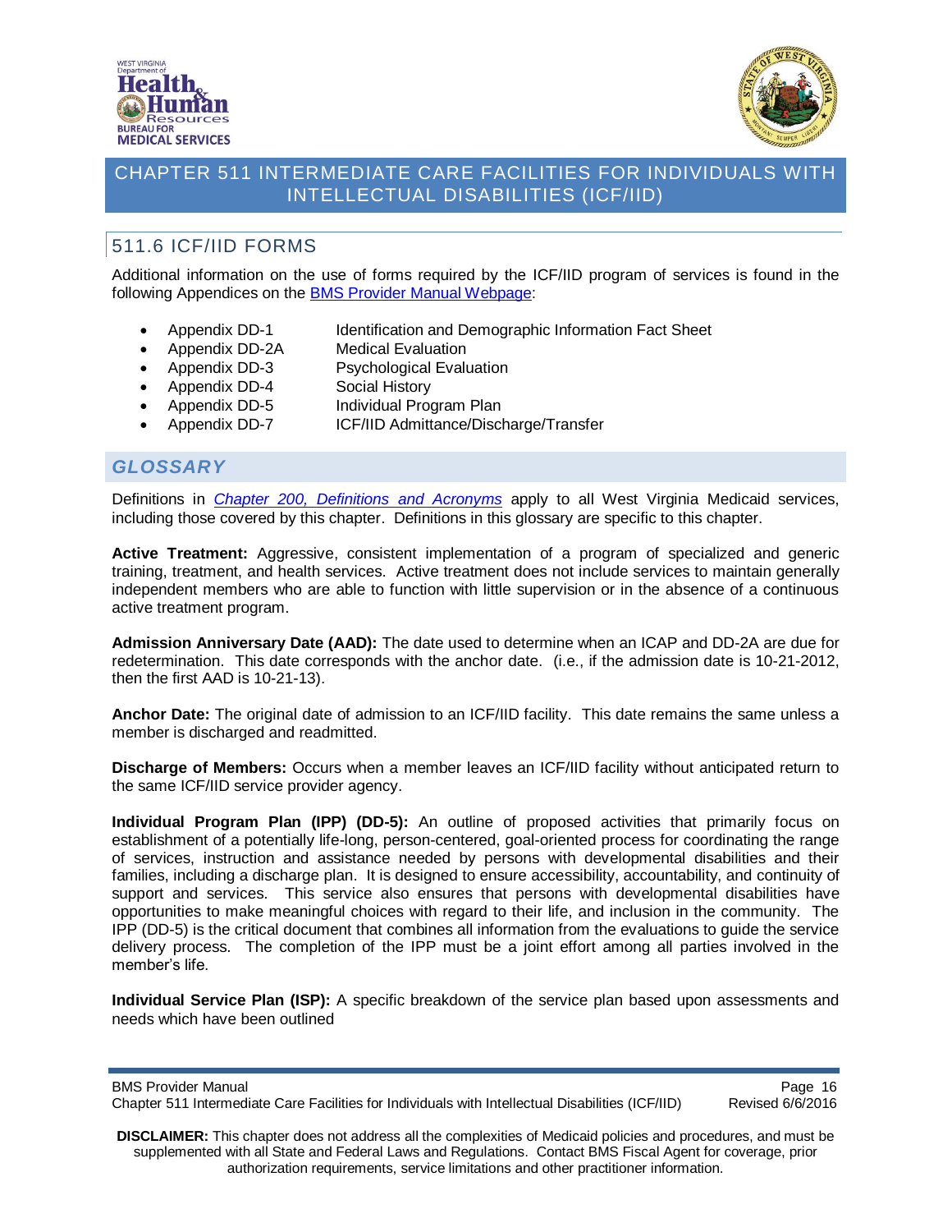## 511.6 ICF/IID FORMS

Additional information on the use of forms required by the ICF/IID program of services is found in the following Appendices on the [BMS Provider Manual Webpage](BMS Provider Manual Webpage):

- Appendix DD-1 — Identification and Demographic Information Fact Sheet
- Appendix DD-2A — Medical Evaluation
- Appendix DD-3 — Psychological Evaluation
- Appendix DD-4 — Social History
- Appendix DD-5 — Individual Program Plan
- Appendix DD-7 — ICF/IID Admittance/Discharge/Transfer

## *GLOSSARY*

Definitions in *Chapter 200, Definitions and Acronyms* apply to all West Virginia Medicaid services, including those covered by this chapter. Definitions in this glossary are specific to this chapter.

**Active Treatment:** Aggressive, consistent implementation of a program of specialized and generic training, treatment, and health services. Active treatment does not include services to maintain generally independent members who are able to function with little supervision or in the absence of a continuous active treatment program.

**Admission Anniversary Date (AAD):** The date used to determine when an ICAP and DD-2A are due for redetermination. This date corresponds with the anchor date. (i.e., if the admission date is 10-21-2012, then the first AAD is 10-21-13).

**Anchor Date:** The original date of admission to an ICF/IID facility. This date remains the same unless a member is discharged and readmitted.

**Discharge of Members:** Occurs when a member leaves an ICF/IID facility without anticipated return to the same ICF/IID service provider agency.

**Individual Program Plan (IPP) (DD-5):** An outline of proposed activities that primarily focus on establishment of a potentially life-long, person-centered, goal-oriented process for coordinating the range of services, instruction and assistance needed by persons with developmental disabilities and their families, including a discharge plan. It is designed to ensure accessibility, accountability, and continuity of support and services. This service also ensures that persons with developmental disabilities have opportunities to make meaningful choices with regard to their life, and inclusion in the community. The IPP (DD-5) is the critical document that combines all information from the evaluations to guide the service delivery process. The completion of the IPP must be a joint effort among all parties involved in the member's life.

**Individual Service Plan (ISP):** A specific breakdown of the service plan based upon assessments and needs which have been outlined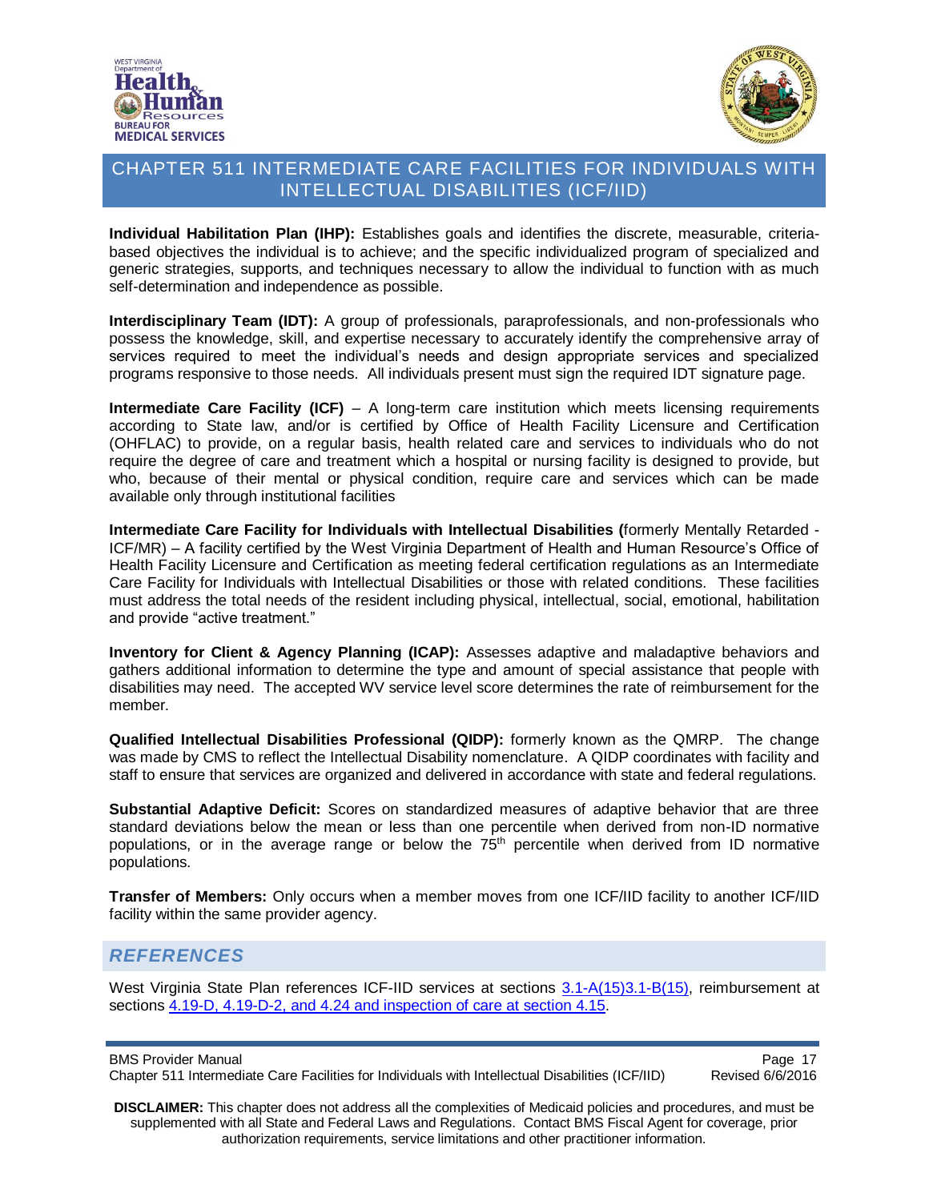**Individual Habilitation Plan (IHP):** Establishes goals and identifies the discrete, measurable, criteria-based objectives the individual is to achieve; and the specific individualized program of specialized and generic strategies, supports, and techniques necessary to allow the individual to function with as much self-determination and independence as possible.

**Interdisciplinary Team (IDT):** A group of professionals, paraprofessionals, and non-professionals who possess the knowledge, skill, and expertise necessary to accurately identify the comprehensive array of services required to meet the individual's needs and design appropriate services and specialized programs responsive to those needs. All individuals present must sign the required IDT signature page.

**Intermediate Care Facility (ICF)** – A long-term care institution which meets licensing requirements according to State law, and/or is certified by Office of Health Facility Licensure and Certification (OHFLAC) to provide, on a regular basis, health related care and services to individuals who do not require the degree of care and treatment which a hospital or nursing facility is designed to provide, but who, because of their mental or physical condition, require care and services which can be made available only through institutional facilities

**Intermediate Care Facility for Individuals with Intellectual Disabilities (**formerly Mentally Retarded - ICF/MR) – A facility certified by the West Virginia Department of Health and Human Resource's Office of Health Facility Licensure and Certification as meeting federal certification regulations as an Intermediate Care Facility for Individuals with Intellectual Disabilities or those with related conditions. These facilities must address the total needs of the resident including physical, intellectual, social, emotional, habilitation and provide "active treatment."

**Inventory for Client & Agency Planning (ICAP):** Assesses adaptive and maladaptive behaviors and gathers additional information to determine the type and amount of special assistance that people with disabilities may need. The accepted WV service level score determines the rate of reimbursement for the member.

**Qualified Intellectual Disabilities Professional (QIDP):** formerly known as the QMRP. The change was made by CMS to reflect the Intellectual Disability nomenclature. A QIDP coordinates with facility and staff to ensure that services are organized and delivered in accordance with state and federal regulations.

**Substantial Adaptive Deficit:** Scores on standardized measures of adaptive behavior that are three standard deviations below the mean or less than one percentile when derived from non-ID normative populations, or in the average range or below the 75th percentile when derived from ID normative populations.

**Transfer of Members:** Only occurs when a member moves from one ICF/IID facility to another ICF/IID facility within the same provider agency.

## REFERENCES

West Virginia State Plan references ICF-IID services at sections 3.1-A(15)3.1-B(15), reimbursement at sections 4.19-D, 4.19-D-2, and 4.24 and inspection of care at section 4.15.

**DISCLAIMER:** This chapter does not address all the complexities of Medicaid policies and procedures, and must be supplemented with all State and Federal Laws and Regulations. Contact BMS Fiscal Agent for coverage, prior authorization requirements, service limitations and other practitioner information.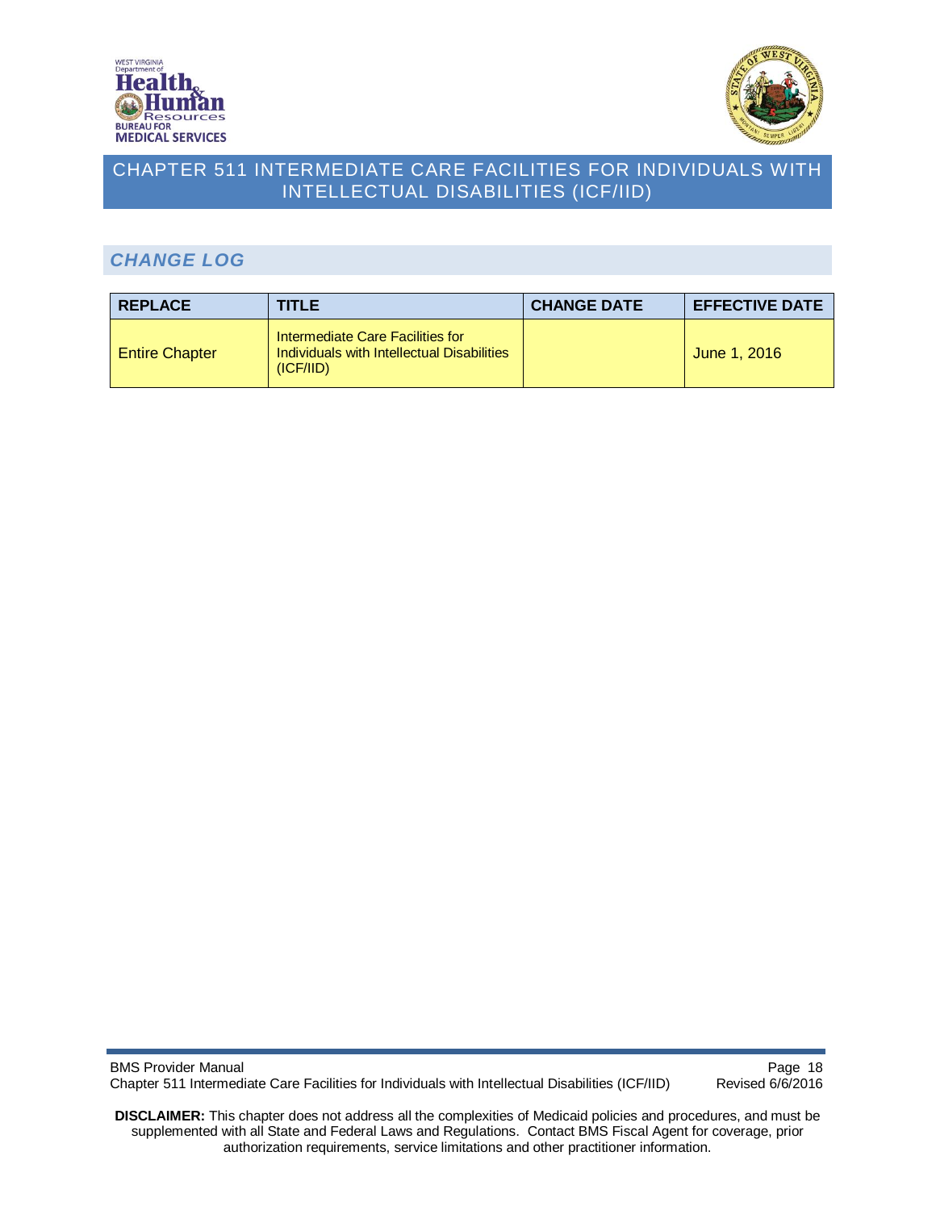## CHANGE LOG

| REPLACE | TITLE | CHANGE DATE | EFFECTIVE DATE |
| --- | --- | --- | --- |
| Entire Chapter | Intermediate Care Facilities for Individuals with Intellectual Disabilities (ICF/IID) | | June 1, 2016 |

**DISCLAIMER:** This chapter does not address all the complexities of Medicaid policies and procedures, and must be supplemented with all State and Federal Laws and Regulations. Contact BMS Fiscal Agent for coverage, prior authorization requirements, service limitations and other practitioner information.